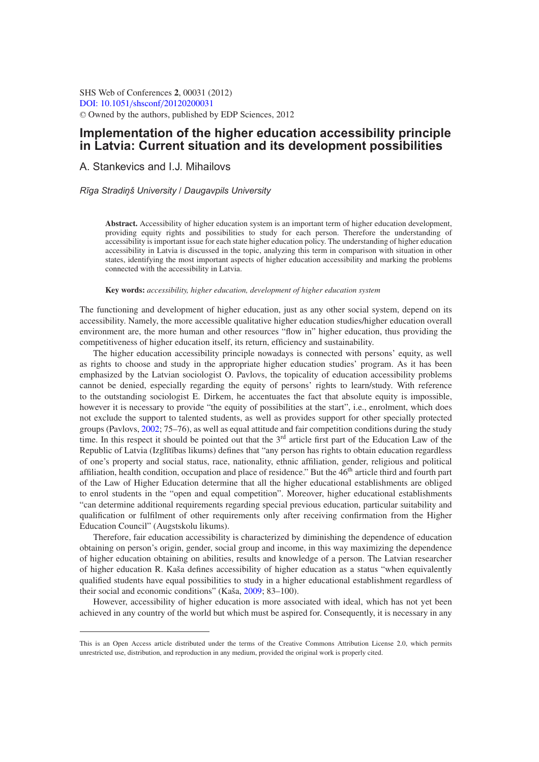SHS Web of Conferences **2**, 00031 (2012)
DOI: 10.1051/shsconf/20120200031
© Owned by the authors, published by EDP Sciences, 2012

# Implementation of the higher education accessibility principle in Latvia: Current situation and its development possibilities

A. Stankevics and I.J. Mihailovs

*Rīga Stradiņš University / Daugavpils University*

**Abstract.** Accessibility of higher education system is an important term of higher education development, providing equity rights and possibilities to study for each person. Therefore the understanding of accessibility is important issue for each state higher education policy. The understanding of higher education accessibility in Latvia is discussed in the topic, analyzing this term in comparison with situation in other states, identifying the most important aspects of higher education accessibility and marking the problems connected with the accessibility in Latvia.

**Key words:** *accessibility, higher education, development of higher education system*

The functioning and development of higher education, just as any other social system, depend on its accessibility. Namely, the more accessible qualitative higher education studies/higher education overall environment are, the more human and other resources "flow in" higher education, thus providing the competitiveness of higher education itself, its return, efficiency and sustainability.

The higher education accessibility principle nowadays is connected with persons' equity, as well as rights to choose and study in the appropriate higher education studies' program. As it has been emphasized by the Latvian sociologist O. Pavlovs, the topicality of education accessibility problems cannot be denied, especially regarding the equity of persons' rights to learn/study. With reference to the outstanding sociologist E. Dirkem, he accentuates the fact that absolute equity is impossible, however it is necessary to provide "the equity of possibilities at the start", i.e., enrolment, which does not exclude the support to talented students, as well as provides support for other specially protected groups (Pavlovs, 2002; 75–76), as well as equal attitude and fair competition conditions during the study time. In this respect it should be pointed out that the 3rd article first part of the Education Law of the Republic of Latvia (Izglītības likums) defines that "any person has rights to obtain education regardless of one's property and social status, race, nationality, ethnic affiliation, gender, religious and political affiliation, health condition, occupation and place of residence." But the 46th article third and fourth part of the Law of Higher Education determine that all the higher educational establishments are obliged to enrol students in the "open and equal competition". Moreover, higher educational establishments "can determine additional requirements regarding special previous education, particular suitability and qualification or fulfilment of other requirements only after receiving confirmation from the Higher Education Council" (Augstskolu likums).

Therefore, fair education accessibility is characterized by diminishing the dependence of education obtaining on person's origin, gender, social group and income, in this way maximizing the dependence of higher education obtaining on abilities, results and knowledge of a person. The Latvian researcher of higher education R. Kaša defines accessibility of higher education as a status "when equivalently qualified students have equal possibilities to study in a higher educational establishment regardless of their social and economic conditions" (Kaša, 2009; 83–100).

However, accessibility of higher education is more associated with ideal, which has not yet been achieved in any country of the world but which must be aspired for. Consequently, it is necessary in any

This is an Open Access article distributed under the terms of the Creative Commons Attribution License 2.0, which permits unrestricted use, distribution, and reproduction in any medium, provided the original work is properly cited.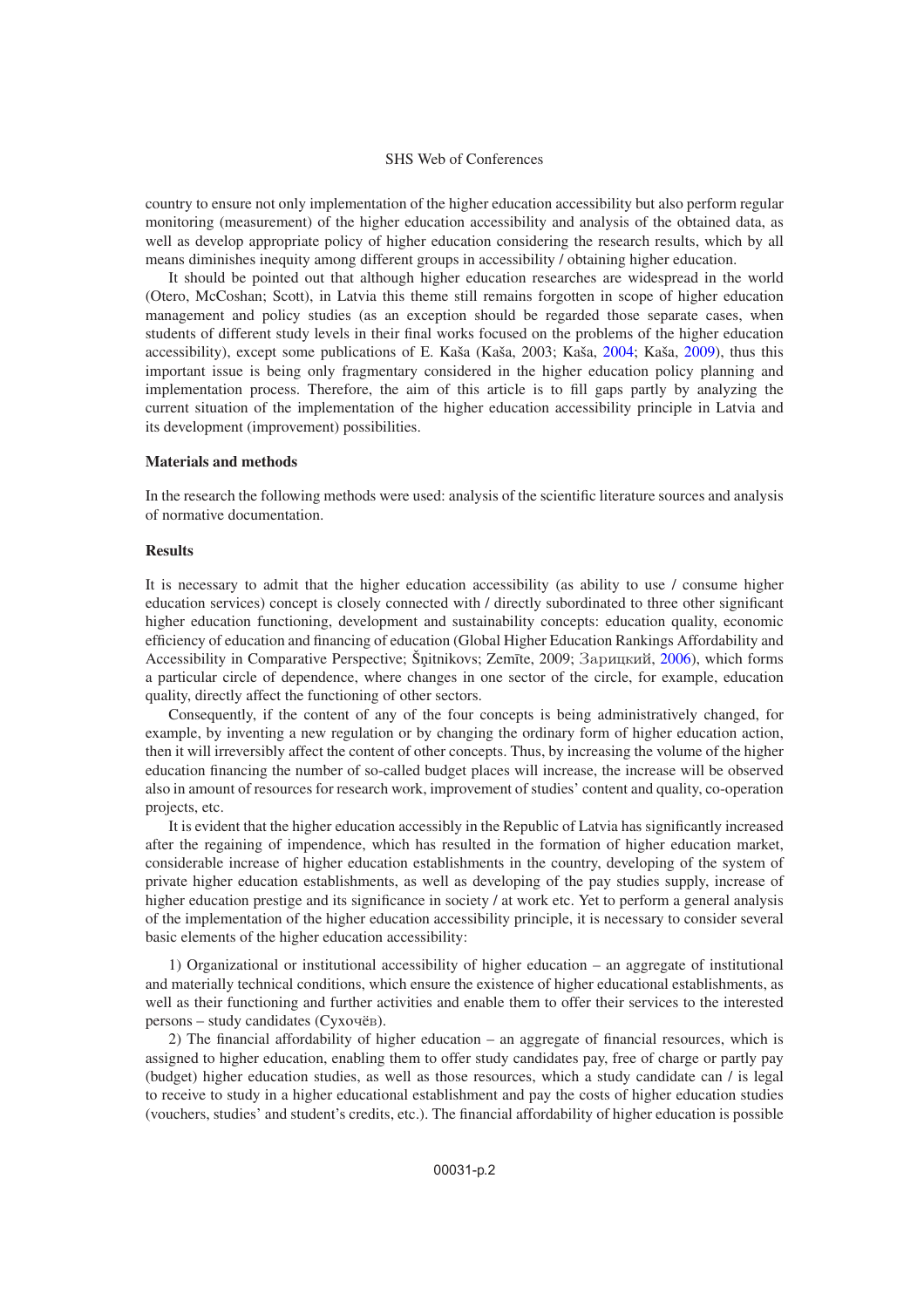country to ensure not only implementation of the higher education accessibility but also perform regular monitoring (measurement) of the higher education accessibility and analysis of the obtained data, as well as develop appropriate policy of higher education considering the research results, which by all means diminishes inequity among different groups in accessibility / obtaining higher education.

It should be pointed out that although higher education researches are widespread in the world (Otero, McCoshan; Scott), in Latvia this theme still remains forgotten in scope of higher education management and policy studies (as an exception should be regarded those separate cases, when students of different study levels in their final works focused on the problems of the higher education accessibility), except some publications of E. Kaša (Kaša, 2003; Kaša, 2004; Kaša, 2009), thus this important issue is being only fragmentary considered in the higher education policy planning and implementation process. Therefore, the aim of this article is to fill gaps partly by analyzing the current situation of the implementation of the higher education accessibility principle in Latvia and its development (improvement) possibilities.

### Materials and methods

In the research the following methods were used: analysis of the scientific literature sources and analysis of normative documentation.

### Results

It is necessary to admit that the higher education accessibility (as ability to use / consume higher education services) concept is closely connected with / directly subordinated to three other significant higher education functioning, development and sustainability concepts: education quality, economic efficiency of education and financing of education (Global Higher Education Rankings Affordability and Accessibility in Comparative Perspective; Šņitnikovs; Zemīte, 2009; Зарицкий, 2006), which forms a particular circle of dependence, where changes in one sector of the circle, for example, education quality, directly affect the functioning of other sectors.

Consequently, if the content of any of the four concepts is being administratively changed, for example, by inventing a new regulation or by changing the ordinary form of higher education action, then it will irreversibly affect the content of other concepts. Thus, by increasing the volume of the higher education financing the number of so-called budget places will increase, the increase will be observed also in amount of resources for research work, improvement of studies' content and quality, co-operation projects, etc.

It is evident that the higher education accessibly in the Republic of Latvia has significantly increased after the regaining of impendence, which has resulted in the formation of higher education market, considerable increase of higher education establishments in the country, developing of the system of private higher education establishments, as well as developing of the pay studies supply, increase of higher education prestige and its significance in society / at work etc. Yet to perform a general analysis of the implementation of the higher education accessibility principle, it is necessary to consider several basic elements of the higher education accessibility:

1) Organizational or institutional accessibility of higher education – an aggregate of institutional and materially technical conditions, which ensure the existence of higher educational establishments, as well as their functioning and further activities and enable them to offer their services to the interested persons – study candidates (Сухочёв).

2) The financial affordability of higher education – an aggregate of financial resources, which is assigned to higher education, enabling them to offer study candidates pay, free of charge or partly pay (budget) higher education studies, as well as those resources, which a study candidate can / is legal to receive to study in a higher educational establishment and pay the costs of higher education studies (vouchers, studies' and student's credits, etc.). The financial affordability of higher education is possible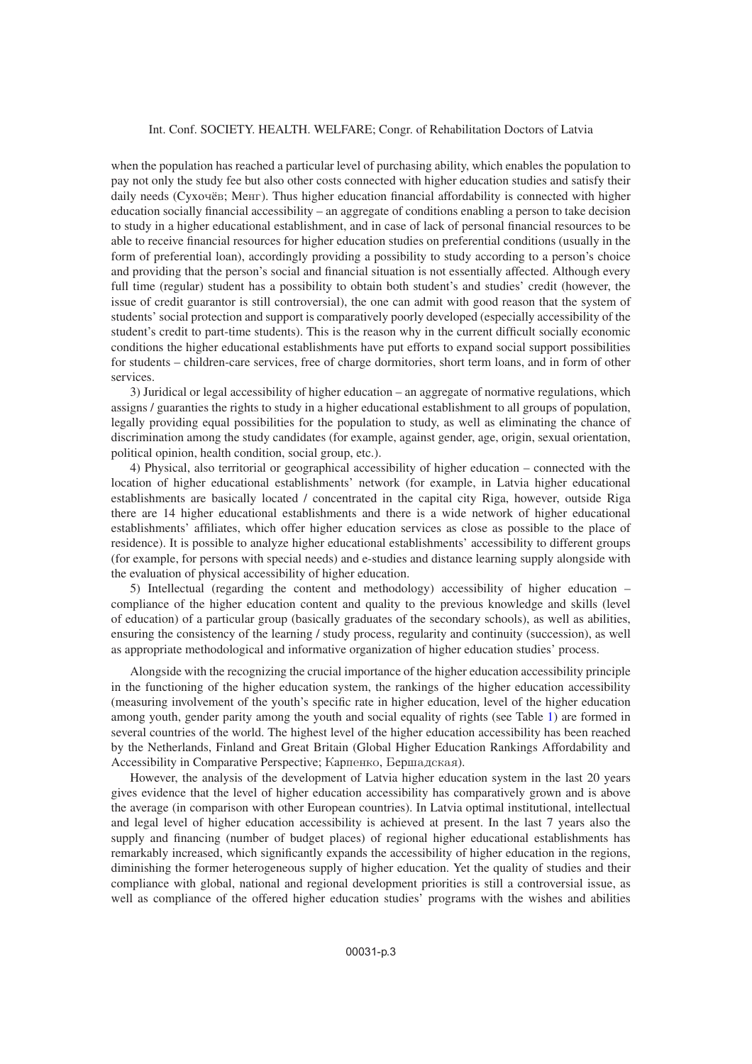when the population has reached a particular level of purchasing ability, which enables the population to pay not only the study fee but also other costs connected with higher education studies and satisfy their daily needs (Сухочёв; Менг). Thus higher education financial affordability is connected with higher education socially financial accessibility – an aggregate of conditions enabling a person to take decision to study in a higher educational establishment, and in case of lack of personal financial resources to be able to receive financial resources for higher education studies on preferential conditions (usually in the form of preferential loan), accordingly providing a possibility to study according to a person's choice and providing that the person's social and financial situation is not essentially affected. Although every full time (regular) student has a possibility to obtain both student's and studies' credit (however, the issue of credit guarantor is still controversial), the one can admit with good reason that the system of students' social protection and support is comparatively poorly developed (especially accessibility of the student's credit to part-time students). This is the reason why in the current difficult socially economic conditions the higher educational establishments have put efforts to expand social support possibilities for students – children-care services, free of charge dormitories, short term loans, and in form of other services.

3) Juridical or legal accessibility of higher education – an aggregate of normative regulations, which assigns / guaranties the rights to study in a higher educational establishment to all groups of population, legally providing equal possibilities for the population to study, as well as eliminating the chance of discrimination among the study candidates (for example, against gender, age, origin, sexual orientation, political opinion, health condition, social group, etc.).

4) Physical, also territorial or geographical accessibility of higher education – connected with the location of higher educational establishments' network (for example, in Latvia higher educational establishments are basically located / concentrated in the capital city Riga, however, outside Riga there are 14 higher educational establishments and there is a wide network of higher educational establishments' affiliates, which offer higher education services as close as possible to the place of residence). It is possible to analyze higher educational establishments' accessibility to different groups (for example, for persons with special needs) and e-studies and distance learning supply alongside with the evaluation of physical accessibility of higher education.

5) Intellectual (regarding the content and methodology) accessibility of higher education – compliance of the higher education content and quality to the previous knowledge and skills (level of education) of a particular group (basically graduates of the secondary schools), as well as abilities, ensuring the consistency of the learning / study process, regularity and continuity (succession), as well as appropriate methodological and informative organization of higher education studies' process.

Alongside with the recognizing the crucial importance of the higher education accessibility principle in the functioning of the higher education system, the rankings of the higher education accessibility (measuring involvement of the youth's specific rate in higher education, level of the higher education among youth, gender parity among the youth and social equality of rights (see Table 1) are formed in several countries of the world. The highest level of the higher education accessibility has been reached by the Netherlands, Finland and Great Britain (Global Higher Education Rankings Affordability and Accessibility in Comparative Perspective; Карпенко, Бершадская).

However, the analysis of the development of Latvia higher education system in the last 20 years gives evidence that the level of higher education accessibility has comparatively grown and is above the average (in comparison with other European countries). In Latvia optimal institutional, intellectual and legal level of higher education accessibility is achieved at present. In the last 7 years also the supply and financing (number of budget places) of regional higher educational establishments has remarkably increased, which significantly expands the accessibility of higher education in the regions, diminishing the former heterogeneous supply of higher education. Yet the quality of studies and their compliance with global, national and regional development priorities is still a controversial issue, as well as compliance of the offered higher education studies' programs with the wishes and abilities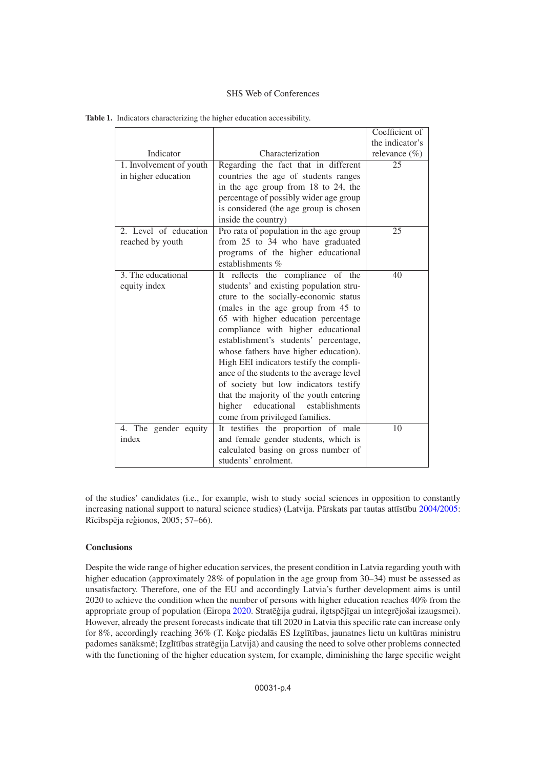**Table 1.** Indicators characterizing the higher education accessibility.

| Indicator | Characterization | Coefficient of the indicator's relevance (%) |
|---|---|---|
| 1. Involvement of youth in higher education | Regarding the fact that in different countries the age of students ranges in the age group from 18 to 24, the percentage of possibly wider age group is considered (the age group is chosen inside the country) | 25 |
| 2. Level of education reached by youth | Pro rata of population in the age group from 25 to 34 who have graduated programs of the higher educational establishments % | 25 |
| 3. The educational equity index | It reflects the compliance of the students' and existing population structure to the socially-economic status (males in the age group from 45 to 65 with higher education percentage compliance with higher educational establishment's students' percentage, whose fathers have higher education). High EEI indicators testify the compliance of the students to the average level of society but low indicators testify that the majority of the youth entering higher educational establishments come from privileged families. | 40 |
| 4. The gender equity index | It testifies the proportion of male and female gender students, which is calculated basing on gross number of students' enrolment. | 10 |

of the studies' candidates (i.e., for example, wish to study social sciences in opposition to constantly increasing national support to natural science studies) (Latvija. Pārskats par tautas attīstību 2004/2005: Rīcībspēja reģionos, 2005; 57–66).

## Conclusions

Despite the wide range of higher education services, the present condition in Latvia regarding youth with higher education (approximately 28% of population in the age group from 30–34) must be assessed as unsatisfactory. Therefore, one of the EU and accordingly Latvia's further development aims is until 2020 to achieve the condition when the number of persons with higher education reaches 40% from the appropriate group of population (Eiropa 2020. Stratēģija gudrai, ilgtspējīgai un integrējošai izaugsmei). However, already the present forecasts indicate that till 2020 in Latvia this specific rate can increase only for 8%, accordingly reaching 36% (T. Koķe piedalās ES Izglītības, jaunatnes lietu un kultūras ministru padomes sanāksmē; Izglītības stratēģija Latvijā) and causing the need to solve other problems connected with the functioning of the higher education system, for example, diminishing the large specific weight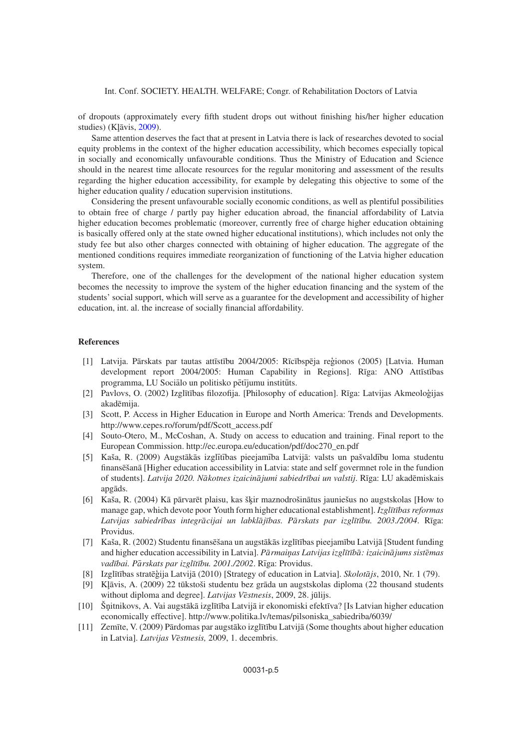of dropouts (approximately every fifth student drops out without finishing his/her higher education studies) (Kļāvis, 2009).

Same attention deserves the fact that at present in Latvia there is lack of researches devoted to social equity problems in the context of the higher education accessibility, which becomes especially topical in socially and economically unfavourable conditions. Thus the Ministry of Education and Science should in the nearest time allocate resources for the regular monitoring and assessment of the results regarding the higher education accessibility, for example by delegating this objective to some of the higher education quality / education supervision institutions.

Considering the present unfavourable socially economic conditions, as well as plentiful possibilities to obtain free of charge / partly pay higher education abroad, the financial affordability of Latvia higher education becomes problematic (moreover, currently free of charge higher education obtaining is basically offered only at the state owned higher educational institutions), which includes not only the study fee but also other charges connected with obtaining of higher education. The aggregate of the mentioned conditions requires immediate reorganization of functioning of the Latvia higher education system.

Therefore, one of the challenges for the development of the national higher education system becomes the necessity to improve the system of the higher education financing and the system of the students' social support, which will serve as a guarantee for the development and accessibility of higher education, int. al. the increase of socially financial affordability.

## References

[1] Latvija. Pārskats par tautas attīstību 2004/2005: Rīcībspēja reģionos (2005) [Latvia. Human development report 2004/2005: Human Capability in Regions]. Rīga: ANO Attīstības programma, LU Sociālo un politisko pētījumu institūts.

[2] Pavlovs, O. (2002) Izglītības filozofija. [Philosophy of education]. Rīga: Latvijas Akmeoloģijas akadēmija.

[3] Scott, P. Access in Higher Education in Europe and North America: Trends and Developments. http://www.cepes.ro/forum/pdf/Scott_access.pdf

[4] Souto-Otero, M., McCoshan, A. Study on access to education and training. Final report to the European Commission. http://ec.europa.eu/education/pdf/doc270_en.pdf

[5] Kaša, R. (2009) Augstākās izglītības pieejamība Latvijā: valsts un pašvaldību loma studentu finansēšanā [Higher education accessibility in Latvia: state and self govermnet role in the fundion of students]. *Latvija 2020. Nākotnes izaicinājumi sabiedrībai un valstij*. Rīga: LU akadēmiskais apgāds.

[6] Kaša, R. (2004) Kā pārvarēt plaisu, kas šķir maznodrošinātus jauniešus no augstskolas [How to manage gap, which devote poor Youth form higher educational establishment]. *Izglītības reformas Latvijas sabiedrības integrācijai un labklājības. Pārskats par izglītību. 2003./2004*. Rīga: Providus.

[7] Kaša, R. (2002) Studentu finansēšana un augstākās izglītības pieejamību Latvijā [Student funding and higher education accessibility in Latvia]. *Pārmaiņas Latvijas izglītībā: izaicinājums sistēmas vadībai. Pārskats par izglītību. 2001./2002*. Rīga: Providus.

[8] Izglītības stratēģija Latvijā (2010) [Strategy of education in Latvia]. *Skolotājs*, 2010, Nr. 1 (79).

[9] Kļāvis, A. (2009) 22 tūkstoši studentu bez grāda un augstskolas diploma (22 thousand students without diploma and degree]. *Latvijas Vēstnesis*, 2009, 28. jūlijs.

[10] Šņitnikovs, A. Vai augstākā izglītība Latvijā ir ekonomiski efektīva? [Is Latvian higher education economically effective]. http://www.politika.lv/temas/pilsoniska_sabiedriba/6039/

[11] Zemīte, V. (2009) Pārdomas par augstāko izglītību Latvijā (Some thoughts about higher education in Latvia]. *Latvijas Vēstnesis,* 2009, 1. decembris.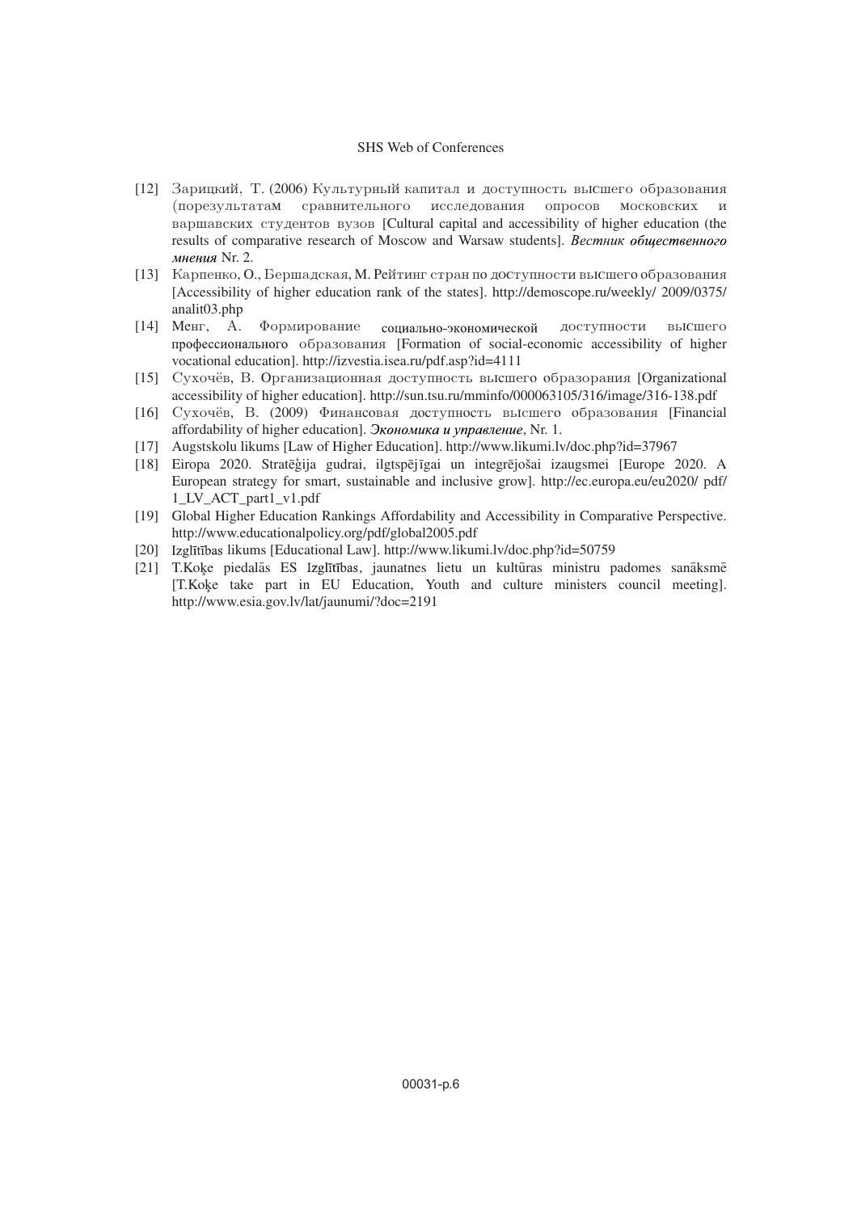[12] Зарицкий, Т. (2006) Культурный капитал и доступность высшего образования (порезультатам сравнительного исследования опросов московских и варшавских студентов вузов [Cultural capital and accessibility of higher education (the results of comparative research of Moscow and Warsaw students]. *Вестник общественного мнения* Nr. 2.

[13] Карпенко, О., Бершадская, М. Рейтинг стран по доступности высшего образования [Accessibility of higher education rank of the states]. http://demoscope.ru/weekly/ 2009/0375/ analit03.php

[14] Менг, А. Формирование социально-экономической доступности высшего профессионального образования [Formation of social-economic accessibility of higher vocational education]. http://izvestia.isea.ru/pdf.asp?id=4111

[15] Сухочёв, В. Организационная доступность высшего образорания [Organizational accessibility of higher education]. http://sun.tsu.ru/mminfo/000063105/316/image/316-138.pdf

[16] Сухочёв, В. (2009) Финансовая доступность высшего образования [Financial affordability of higher education]. *Экономика и управление*, Nr. 1.

[17] Augstskolu likums [Law of Higher Education]. http://www.likumi.lv/doc.php?id=37967

[18] Eiropa 2020. Stratēģija gudrai, ilgtspējīgai un integrējošai izaugsmei [Europe 2020. A European strategy for smart, sustainable and inclusive grow]. http://ec.europa.eu/eu2020/ pdf/ 1_LV_ACT_part1_v1.pdf

[19] Global Higher Education Rankings Affordability and Accessibility in Comparative Perspective. http://www.educationalpolicy.org/pdf/global2005.pdf

[20] Izglītības likums [Educational Law]. http://www.likumi.lv/doc.php?id=50759

[21] T.Koķe piedalās ES Izglītības, jaunatnes lietu un kultūras ministru padomes sanāksmē [T.Koķe take part in EU Education, Youth and culture ministers council meeting]. http://www.esia.gov.lv/lat/jaunumi/?doc=2191